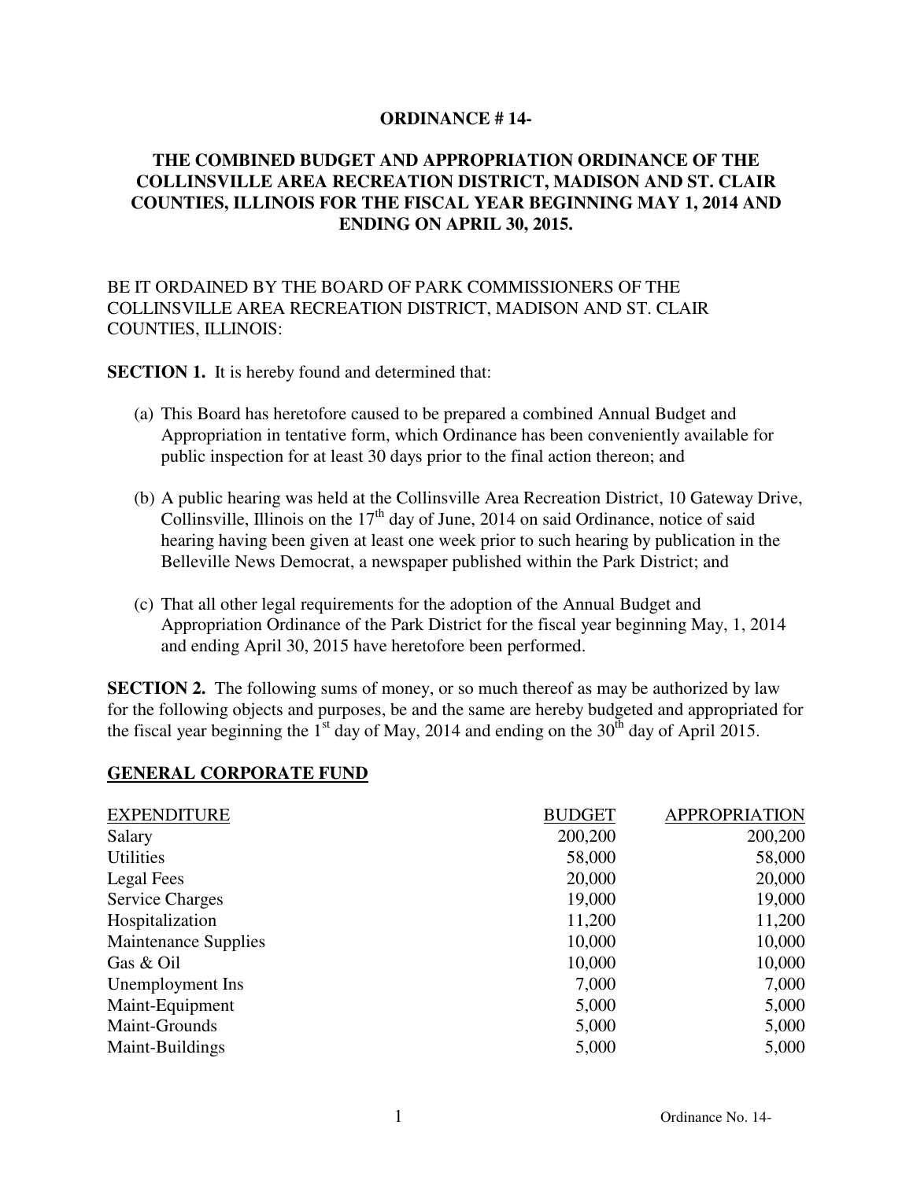**ORDINANCE # 14-**

**THE COMBINED BUDGET AND APPROPRIATION ORDINANCE OF THE COLLINSVILLE AREA RECREATION DISTRICT, MADISON AND ST. CLAIR COUNTIES, ILLINOIS FOR THE FISCAL YEAR BEGINNING MAY 1, 2014 AND ENDING ON APRIL 30, 2015.**

BE IT ORDAINED BY THE BOARD OF PARK COMMISSIONERS OF THE COLLINSVILLE AREA RECREATION DISTRICT, MADISON AND ST. CLAIR COUNTIES, ILLINOIS:

**SECTION 1.** It is hereby found and determined that:

(a) This Board has heretofore caused to be prepared a combined Annual Budget and Appropriation in tentative form, which Ordinance has been conveniently available for public inspection for at least 30 days prior to the final action thereon; and

(b) A public hearing was held at the Collinsville Area Recreation District, 10 Gateway Drive, Collinsville, Illinois on the 17th day of June, 2014 on said Ordinance, notice of said hearing having been given at least one week prior to such hearing by publication in the Belleville News Democrat, a newspaper published within the Park District; and

(c) That all other legal requirements for the adoption of the Annual Budget and Appropriation Ordinance of the Park District for the fiscal year beginning May, 1, 2014 and ending April 30, 2015 have heretofore been performed.

**SECTION 2.** The following sums of money, or so much thereof as may be authorized by law for the following objects and purposes, be and the same are hereby budgeted and appropriated for the fiscal year beginning the 1st day of May, 2014 and ending on the 30th day of April 2015.

**GENERAL CORPORATE FUND**

| EXPENDITURE | BUDGET | APPROPRIATION |
|---|---|---|
| Salary | 200,200 | 200,200 |
| Utilities | 58,000 | 58,000 |
| Legal Fees | 20,000 | 20,000 |
| Service Charges | 19,000 | 19,000 |
| Hospitalization | 11,200 | 11,200 |
| Maintenance Supplies | 10,000 | 10,000 |
| Gas & Oil | 10,000 | 10,000 |
| Unemployment Ins | 7,000 | 7,000 |
| Maint-Equipment | 5,000 | 5,000 |
| Maint-Grounds | 5,000 | 5,000 |
| Maint-Buildings | 5,000 | 5,000 |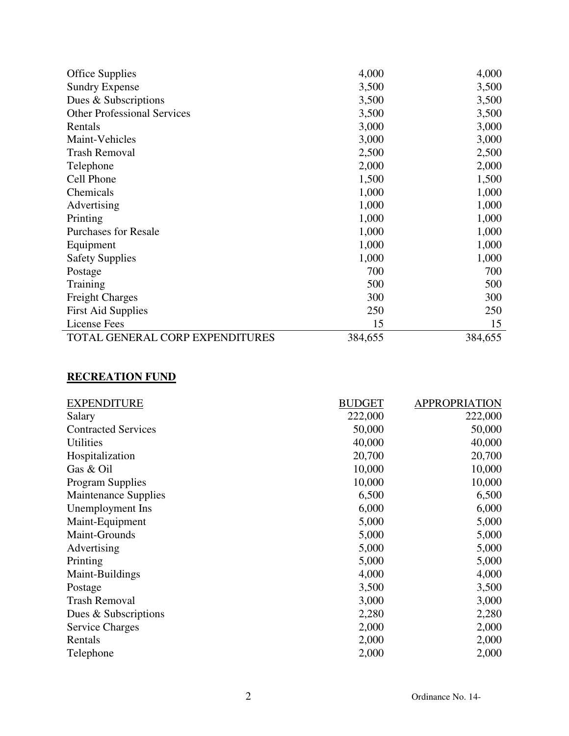| | | |
|---|---:|---:|
| Office Supplies | 4,000 | 4,000 |
| Sundry Expense | 3,500 | 3,500 |
| Dues & Subscriptions | 3,500 | 3,500 |
| Other Professional Services | 3,500 | 3,500 |
| Rentals | 3,000 | 3,000 |
| Maint-Vehicles | 3,000 | 3,000 |
| Trash Removal | 2,500 | 2,500 |
| Telephone | 2,000 | 2,000 |
| Cell Phone | 1,500 | 1,500 |
| Chemicals | 1,000 | 1,000 |
| Advertising | 1,000 | 1,000 |
| Printing | 1,000 | 1,000 |
| Purchases for Resale | 1,000 | 1,000 |
| Equipment | 1,000 | 1,000 |
| Safety Supplies | 1,000 | 1,000 |
| Postage | 700 | 700 |
| Training | 500 | 500 |
| Freight Charges | 300 | 300 |
| First Aid Supplies | 250 | 250 |
| License Fees | 15 | 15 |
| TOTAL GENERAL CORP EXPENDITURES | 384,655 | 384,655 |

**RECREATION FUND**

| EXPENDITURE | BUDGET | APPROPRIATION |
|---|---:|---:|
| Salary | 222,000 | 222,000 |
| Contracted Services | 50,000 | 50,000 |
| Utilities | 40,000 | 40,000 |
| Hospitalization | 20,700 | 20,700 |
| Gas & Oil | 10,000 | 10,000 |
| Program Supplies | 10,000 | 10,000 |
| Maintenance Supplies | 6,500 | 6,500 |
| Unemployment Ins | 6,000 | 6,000 |
| Maint-Equipment | 5,000 | 5,000 |
| Maint-Grounds | 5,000 | 5,000 |
| Advertising | 5,000 | 5,000 |
| Printing | 5,000 | 5,000 |
| Maint-Buildings | 4,000 | 4,000 |
| Postage | 3,500 | 3,500 |
| Trash Removal | 3,000 | 3,000 |
| Dues & Subscriptions | 2,280 | 2,280 |
| Service Charges | 2,000 | 2,000 |
| Rentals | 2,000 | 2,000 |
| Telephone | 2,000 | 2,000 |

Ordinance No. 14-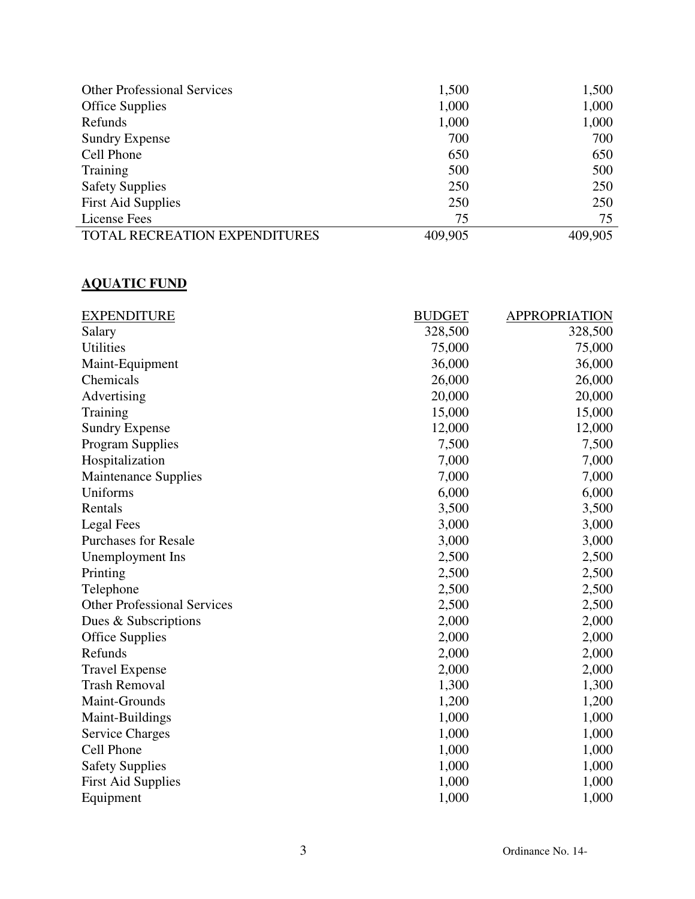| | | |
|---|---:|---:|
| Other Professional Services | 1,500 | 1,500 |
| Office Supplies | 1,000 | 1,000 |
| Refunds | 1,000 | 1,000 |
| Sundry Expense | 700 | 700 |
| Cell Phone | 650 | 650 |
| Training | 500 | 500 |
| Safety Supplies | 250 | 250 |
| First Aid Supplies | 250 | 250 |
| License Fees | 75 | 75 |
| TOTAL RECREATION EXPENDITURES | 409,905 | 409,905 |

**AQUATIC FUND**

| EXPENDITURE | BUDGET | APPROPRIATION |
|---|---:|---:|
| Salary | 328,500 | 328,500 |
| Utilities | 75,000 | 75,000 |
| Maint-Equipment | 36,000 | 36,000 |
| Chemicals | 26,000 | 26,000 |
| Advertising | 20,000 | 20,000 |
| Training | 15,000 | 15,000 |
| Sundry Expense | 12,000 | 12,000 |
| Program Supplies | 7,500 | 7,500 |
| Hospitalization | 7,000 | 7,000 |
| Maintenance Supplies | 7,000 | 7,000 |
| Uniforms | 6,000 | 6,000 |
| Rentals | 3,500 | 3,500 |
| Legal Fees | 3,000 | 3,000 |
| Purchases for Resale | 3,000 | 3,000 |
| Unemployment Ins | 2,500 | 2,500 |
| Printing | 2,500 | 2,500 |
| Telephone | 2,500 | 2,500 |
| Other Professional Services | 2,500 | 2,500 |
| Dues & Subscriptions | 2,000 | 2,000 |
| Office Supplies | 2,000 | 2,000 |
| Refunds | 2,000 | 2,000 |
| Travel Expense | 2,000 | 2,000 |
| Trash Removal | 1,300 | 1,300 |
| Maint-Grounds | 1,200 | 1,200 |
| Maint-Buildings | 1,000 | 1,000 |
| Service Charges | 1,000 | 1,000 |
| Cell Phone | 1,000 | 1,000 |
| Safety Supplies | 1,000 | 1,000 |
| First Aid Supplies | 1,000 | 1,000 |
| Equipment | 1,000 | 1,000 |

Ordinance No. 14-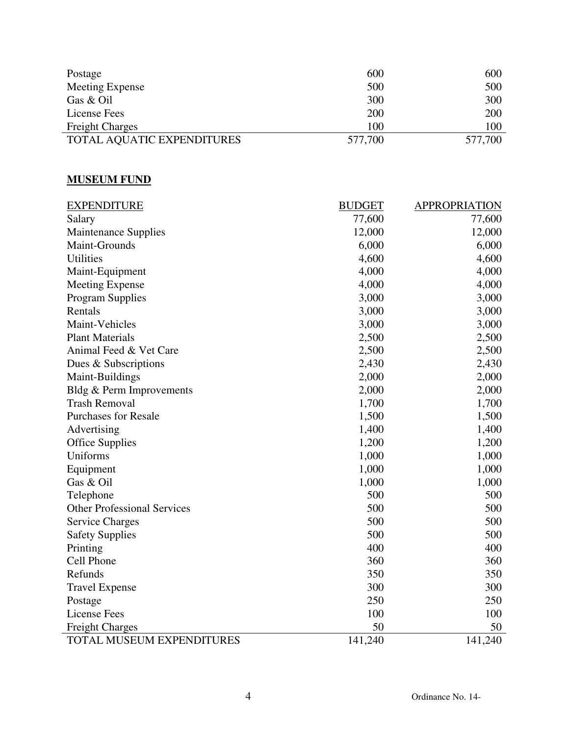| | | |
|---|---|---|
| Postage | 600 | 600 |
| Meeting Expense | 500 | 500 |
| Gas & Oil | 300 | 300 |
| License Fees | 200 | 200 |
| Freight Charges | 100 | 100 |
| TOTAL AQUATIC EXPENDITURES | 577,700 | 577,700 |

**MUSEUM FUND**

| EXPENDITURE | BUDGET | APPROPRIATION |
|---|---|---|
| Salary | 77,600 | 77,600 |
| Maintenance Supplies | 12,000 | 12,000 |
| Maint-Grounds | 6,000 | 6,000 |
| Utilities | 4,600 | 4,600 |
| Maint-Equipment | 4,000 | 4,000 |
| Meeting Expense | 4,000 | 4,000 |
| Program Supplies | 3,000 | 3,000 |
| Rentals | 3,000 | 3,000 |
| Maint-Vehicles | 3,000 | 3,000 |
| Plant Materials | 2,500 | 2,500 |
| Animal Feed & Vet Care | 2,500 | 2,500 |
| Dues & Subscriptions | 2,430 | 2,430 |
| Maint-Buildings | 2,000 | 2,000 |
| Bldg & Perm Improvements | 2,000 | 2,000 |
| Trash Removal | 1,700 | 1,700 |
| Purchases for Resale | 1,500 | 1,500 |
| Advertising | 1,400 | 1,400 |
| Office Supplies | 1,200 | 1,200 |
| Uniforms | 1,000 | 1,000 |
| Equipment | 1,000 | 1,000 |
| Gas & Oil | 1,000 | 1,000 |
| Telephone | 500 | 500 |
| Other Professional Services | 500 | 500 |
| Service Charges | 500 | 500 |
| Safety Supplies | 500 | 500 |
| Printing | 400 | 400 |
| Cell Phone | 360 | 360 |
| Refunds | 350 | 350 |
| Travel Expense | 300 | 300 |
| Postage | 250 | 250 |
| License Fees | 100 | 100 |
| Freight Charges | 50 | 50 |
| TOTAL MUSEUM EXPENDITURES | 141,240 | 141,240 |

Ordinance No. 14-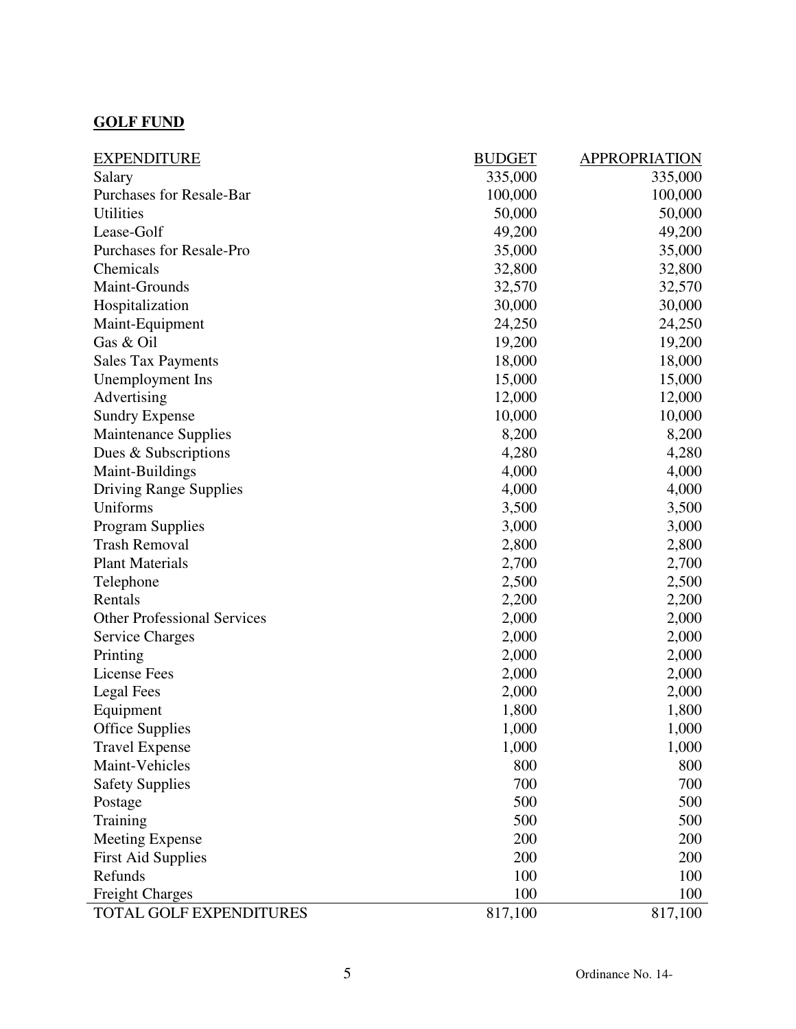**GOLF FUND**

| EXPENDITURE | BUDGET | APPROPRIATION |
|---|---:|---:|
| Salary | 335,000 | 335,000 |
| Purchases for Resale-Bar | 100,000 | 100,000 |
| Utilities | 50,000 | 50,000 |
| Lease-Golf | 49,200 | 49,200 |
| Purchases for Resale-Pro | 35,000 | 35,000 |
| Chemicals | 32,800 | 32,800 |
| Maint-Grounds | 32,570 | 32,570 |
| Hospitalization | 30,000 | 30,000 |
| Maint-Equipment | 24,250 | 24,250 |
| Gas & Oil | 19,200 | 19,200 |
| Sales Tax Payments | 18,000 | 18,000 |
| Unemployment Ins | 15,000 | 15,000 |
| Advertising | 12,000 | 12,000 |
| Sundry Expense | 10,000 | 10,000 |
| Maintenance Supplies | 8,200 | 8,200 |
| Dues & Subscriptions | 4,280 | 4,280 |
| Maint-Buildings | 4,000 | 4,000 |
| Driving Range Supplies | 4,000 | 4,000 |
| Uniforms | 3,500 | 3,500 |
| Program Supplies | 3,000 | 3,000 |
| Trash Removal | 2,800 | 2,800 |
| Plant Materials | 2,700 | 2,700 |
| Telephone | 2,500 | 2,500 |
| Rentals | 2,200 | 2,200 |
| Other Professional Services | 2,000 | 2,000 |
| Service Charges | 2,000 | 2,000 |
| Printing | 2,000 | 2,000 |
| License Fees | 2,000 | 2,000 |
| Legal Fees | 2,000 | 2,000 |
| Equipment | 1,800 | 1,800 |
| Office Supplies | 1,000 | 1,000 |
| Travel Expense | 1,000 | 1,000 |
| Maint-Vehicles | 800 | 800 |
| Safety Supplies | 700 | 700 |
| Postage | 500 | 500 |
| Training | 500 | 500 |
| Meeting Expense | 200 | 200 |
| First Aid Supplies | 200 | 200 |
| Refunds | 100 | 100 |
| Freight Charges | 100 | 100 |
| TOTAL GOLF EXPENDITURES | 817,100 | 817,100 |

Ordinance No. 14-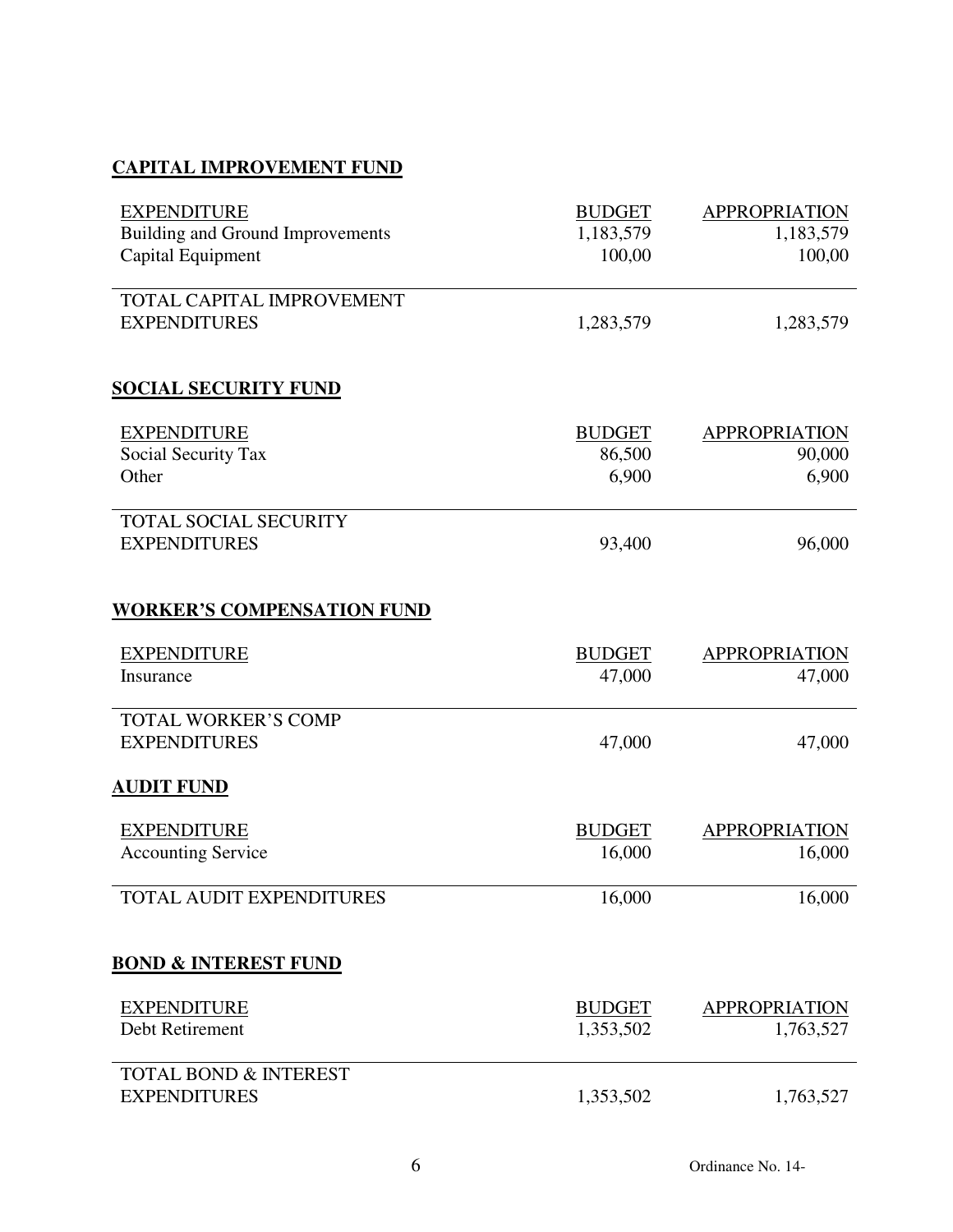## CAPITAL IMPROVEMENT FUND

| EXPENDITURE | BUDGET | APPROPRIATION |
|---|---|---|
| Building and Ground Improvements | 1,183,579 | 1,183,579 |
| Capital Equipment | 100,00 | 100,00 |
| TOTAL CAPITAL IMPROVEMENT EXPENDITURES | 1,283,579 | 1,283,579 |

## SOCIAL SECURITY FUND

| EXPENDITURE | BUDGET | APPROPRIATION |
|---|---|---|
| Social Security Tax | 86,500 | 90,000 |
| Other | 6,900 | 6,900 |
| TOTAL SOCIAL SECURITY EXPENDITURES | 93,400 | 96,000 |

## WORKER'S COMPENSATION FUND

| EXPENDITURE | BUDGET | APPROPRIATION |
|---|---|---|
| Insurance | 47,000 | 47,000 |
| TOTAL WORKER'S COMP EXPENDITURES | 47,000 | 47,000 |

## AUDIT FUND

| EXPENDITURE | BUDGET | APPROPRIATION |
|---|---|---|
| Accounting Service | 16,000 | 16,000 |
| TOTAL AUDIT EXPENDITURES | 16,000 | 16,000 |

## BOND & INTEREST FUND

| EXPENDITURE | BUDGET | APPROPRIATION |
|---|---|---|
| Debt Retirement | 1,353,502 | 1,763,527 |
| TOTAL BOND & INTEREST EXPENDITURES | 1,353,502 | 1,763,527 |

Ordinance No. 14-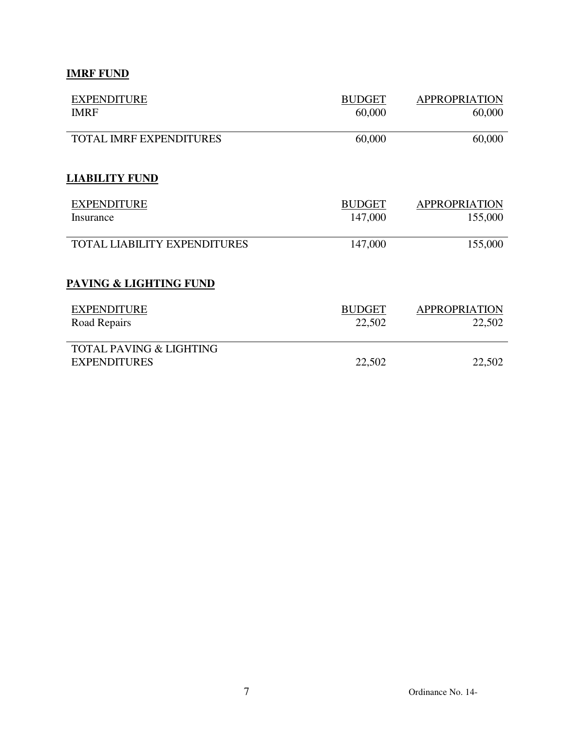**IMRF FUND**

| EXPENDITURE | BUDGET | APPROPRIATION |
|---|---|---|
| IMRF | 60,000 | 60,000 |
| TOTAL IMRF EXPENDITURES | 60,000 | 60,000 |

**LIABILITY FUND**

| EXPENDITURE | BUDGET | APPROPRIATION |
|---|---|---|
| Insurance | 147,000 | 155,000 |
| TOTAL LIABILITY EXPENDITURES | 147,000 | 155,000 |

**PAVING & LIGHTING FUND**

| EXPENDITURE | BUDGET | APPROPRIATION |
|---|---|---|
| Road Repairs | 22,502 | 22,502 |
| TOTAL PAVING & LIGHTING EXPENDITURES | 22,502 | 22,502 |

Ordinance No. 14-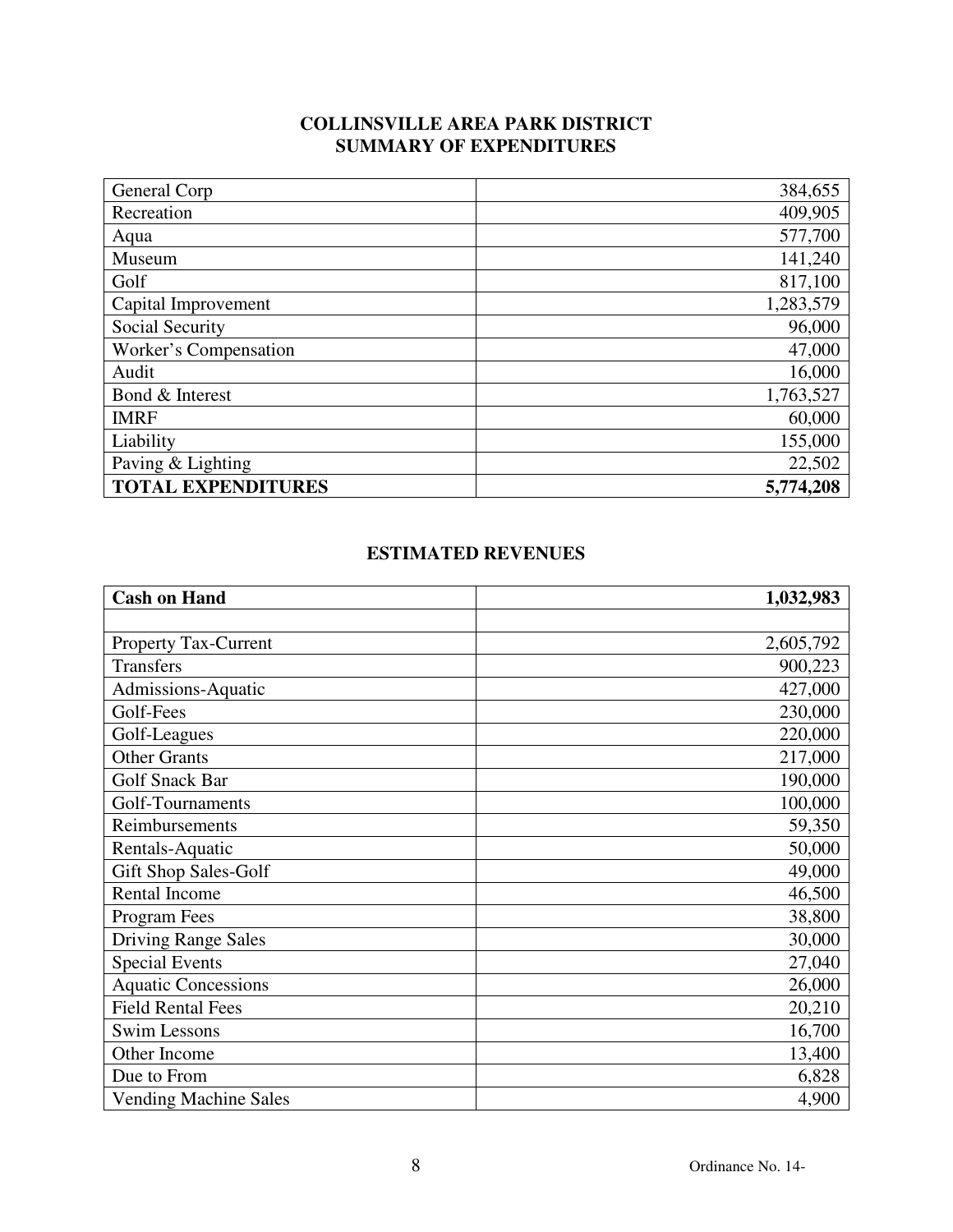## COLLINSVILLE AREA PARK DISTRICT
## SUMMARY OF EXPENDITURES

| | |
|---|---:|
| General Corp | 384,655 |
| Recreation | 409,905 |
| Aqua | 577,700 |
| Museum | 141,240 |
| Golf | 817,100 |
| Capital Improvement | 1,283,579 |
| Social Security | 96,000 |
| Worker's Compensation | 47,000 |
| Audit | 16,000 |
| Bond & Interest | 1,763,527 |
| IMRF | 60,000 |
| Liability | 155,000 |
| Paving & Lighting | 22,502 |
| **TOTAL EXPENDITURES** | **5,774,208** |

## ESTIMATED REVENUES

| **Cash on Hand** | **1,032,983** |
|---|---:|
| | |
| Property Tax-Current | 2,605,792 |
| Transfers | 900,223 |
| Admissions-Aquatic | 427,000 |
| Golf-Fees | 230,000 |
| Golf-Leagues | 220,000 |
| Other Grants | 217,000 |
| Golf Snack Bar | 190,000 |
| Golf-Tournaments | 100,000 |
| Reimbursements | 59,350 |
| Rentals-Aquatic | 50,000 |
| Gift Shop Sales-Golf | 49,000 |
| Rental Income | 46,500 |
| Program Fees | 38,800 |
| Driving Range Sales | 30,000 |
| Special Events | 27,040 |
| Aquatic Concessions | 26,000 |
| Field Rental Fees | 20,210 |
| Swim Lessons | 16,700 |
| Other Income | 13,400 |
| Due to From | 6,828 |
| Vending Machine Sales | 4,900 |

Ordinance No. 14-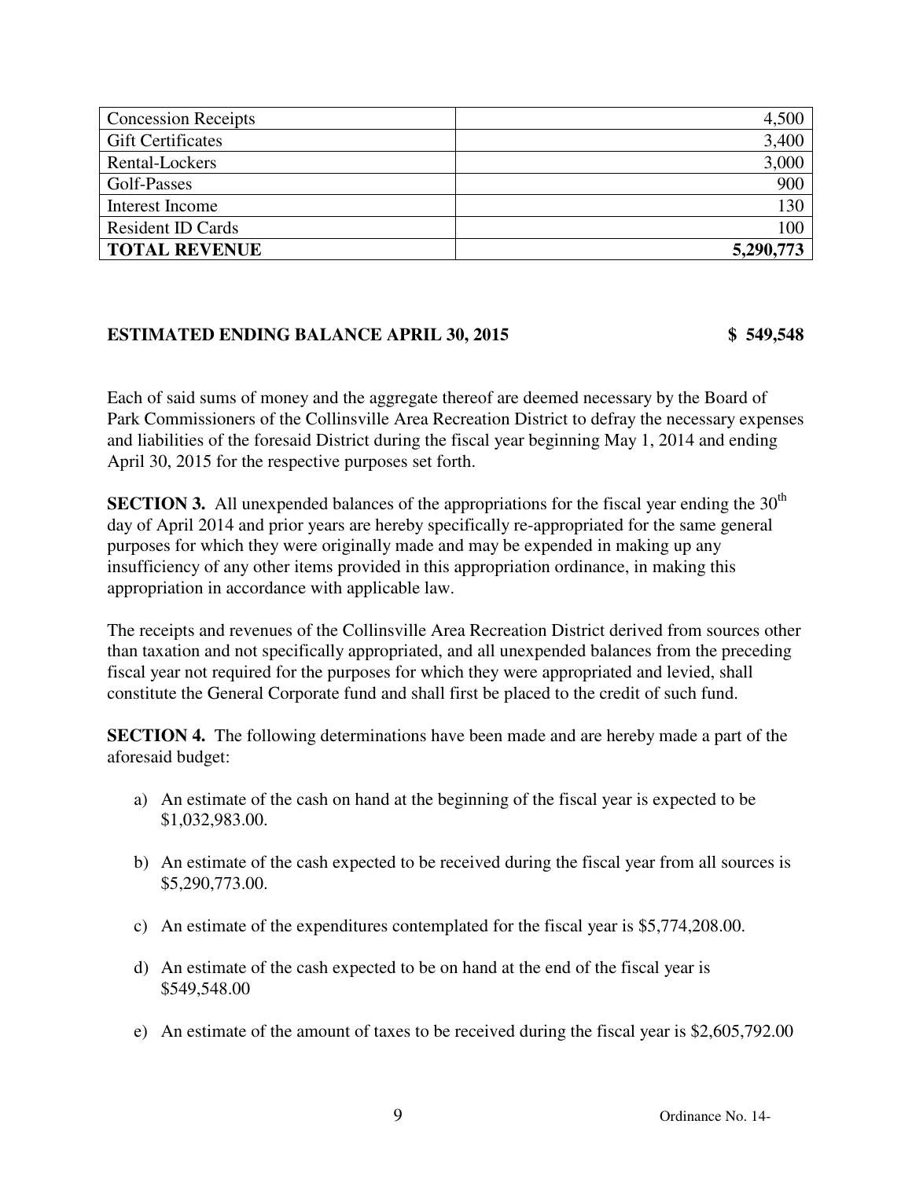| Concession Receipts | 4,500 |
| --- | ---: |
| Gift Certificates | 3,400 |
| Rental-Lockers | 3,000 |
| Golf-Passes | 900 |
| Interest Income | 130 |
| Resident ID Cards | 100 |
| **TOTAL REVENUE** | **5,290,773** |

**ESTIMATED ENDING BALANCE APRIL 30, 2015 $ 549,548**

Each of said sums of money and the aggregate thereof are deemed necessary by the Board of Park Commissioners of the Collinsville Area Recreation District to defray the necessary expenses and liabilities of the foresaid District during the fiscal year beginning May 1, 2014 and ending April 30, 2015 for the respective purposes set forth.

**SECTION 3.** All unexpended balances of the appropriations for the fiscal year ending the 30th day of April 2014 and prior years are hereby specifically re-appropriated for the same general purposes for which they were originally made and may be expended in making up any insufficiency of any other items provided in this appropriation ordinance, in making this appropriation in accordance with applicable law.

The receipts and revenues of the Collinsville Area Recreation District derived from sources other than taxation and not specifically appropriated, and all unexpended balances from the preceding fiscal year not required for the purposes for which they were appropriated and levied, shall constitute the General Corporate fund and shall first be placed to the credit of such fund.

**SECTION 4.** The following determinations have been made and are hereby made a part of the aforesaid budget:

a) An estimate of the cash on hand at the beginning of the fiscal year is expected to be $1,032,983.00.

b) An estimate of the cash expected to be received during the fiscal year from all sources is $5,290,773.00.

c) An estimate of the expenditures contemplated for the fiscal year is $5,774,208.00.

d) An estimate of the cash expected to be on hand at the end of the fiscal year is $549,548.00

e) An estimate of the amount of taxes to be received during the fiscal year is $2,605,792.00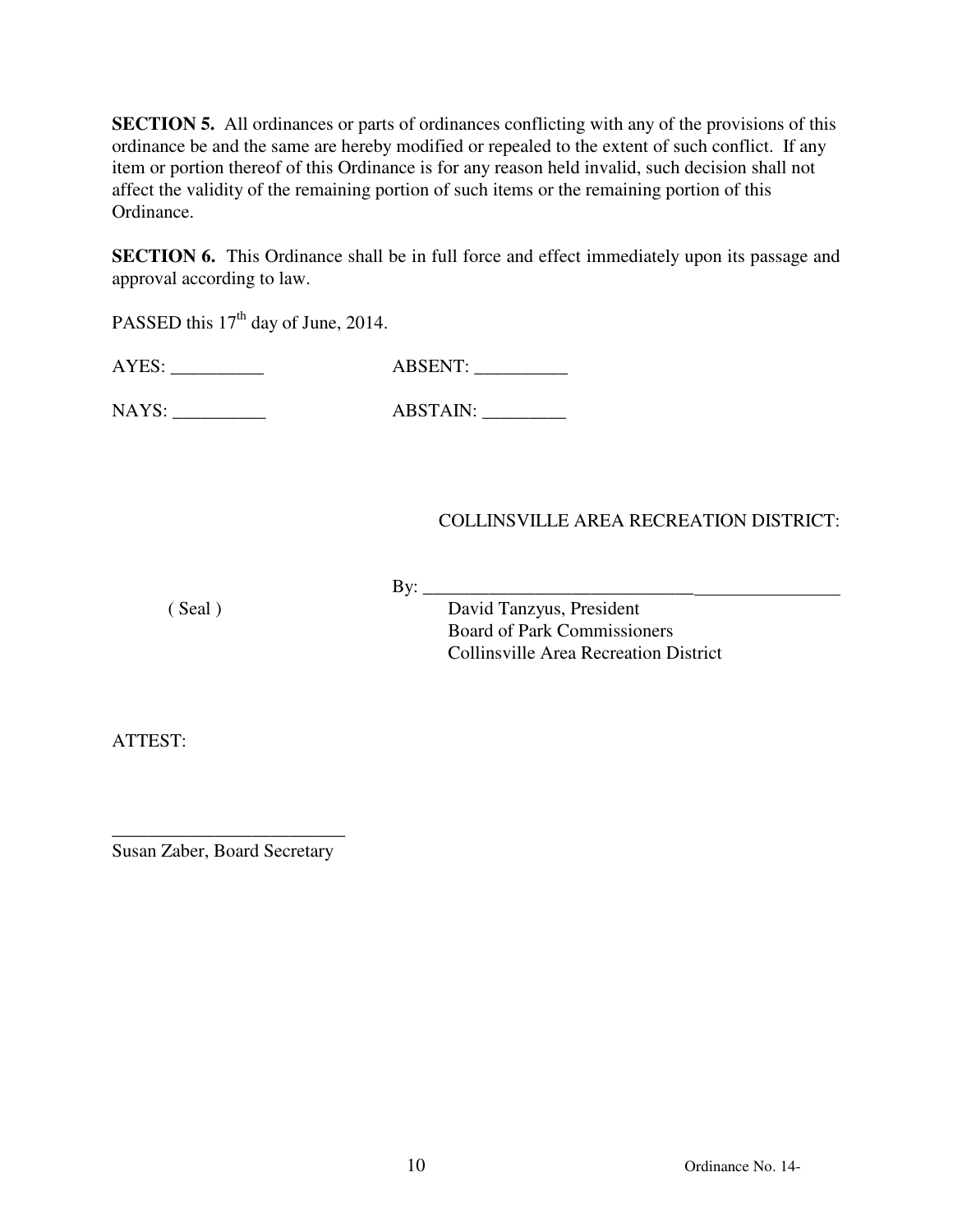**SECTION 5.** All ordinances or parts of ordinances conflicting with any of the provisions of this ordinance be and the same are hereby modified or repealed to the extent of such conflict. If any item or portion thereof of this Ordinance is for any reason held invalid, such decision shall not affect the validity of the remaining portion of such items or the remaining portion of this Ordinance.

**SECTION 6.** This Ordinance shall be in full force and effect immediately upon its passage and approval according to law.

PASSED this 17th day of June, 2014.

AYES: __________ ABSENT: __________

NAYS: __________ ABSTAIN: _________

COLLINSVILLE AREA RECREATION DISTRICT:

By: ______________________________________________

( Seal )

David Tanzyus, President
Board of Park Commissioners
Collinsville Area Recreation District

ATTEST:

_________________________
Susan Zaber, Board Secretary

Ordinance No. 14-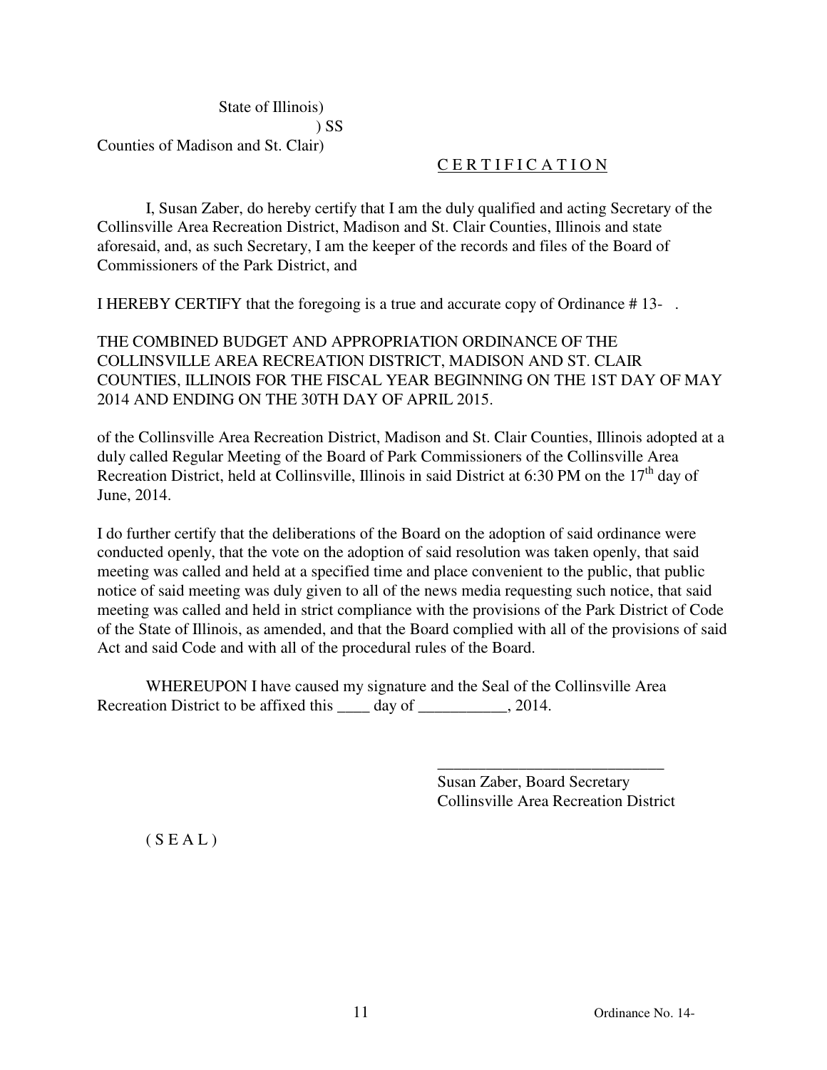State of Illinois)
) SS
Counties of Madison and St. Clair)

C E R T I F I C A T I O N

I, Susan Zaber, do hereby certify that I am the duly qualified and acting Secretary of the Collinsville Area Recreation District, Madison and St. Clair Counties, Illinois and state aforesaid, and, as such Secretary, I am the keeper of the records and files of the Board of Commissioners of the Park District, and

I HEREBY CERTIFY that the foregoing is a true and accurate copy of Ordinance # 13- .

THE COMBINED BUDGET AND APPROPRIATION ORDINANCE OF THE COLLINSVILLE AREA RECREATION DISTRICT, MADISON AND ST. CLAIR COUNTIES, ILLINOIS FOR THE FISCAL YEAR BEGINNING ON THE 1ST DAY OF MAY 2014 AND ENDING ON THE 30TH DAY OF APRIL 2015.

of the Collinsville Area Recreation District, Madison and St. Clair Counties, Illinois adopted at a duly called Regular Meeting of the Board of Park Commissioners of the Collinsville Area Recreation District, held at Collinsville, Illinois in said District at 6:30 PM on the 17th day of June, 2014.

I do further certify that the deliberations of the Board on the adoption of said ordinance were conducted openly, that the vote on the adoption of said resolution was taken openly, that said meeting was called and held at a specified time and place convenient to the public, that public notice of said meeting was duly given to all of the news media requesting such notice, that said meeting was called and held in strict compliance with the provisions of the Park District of Code of the State of Illinois, as amended, and that the Board complied with all of the provisions of said Act and said Code and with all of the procedural rules of the Board.

WHEREUPON I have caused my signature and the Seal of the Collinsville Area Recreation District to be affixed this ____ day of ___________, 2014.

____________________________
Susan Zaber, Board Secretary
Collinsville Area Recreation District

( S E A L )